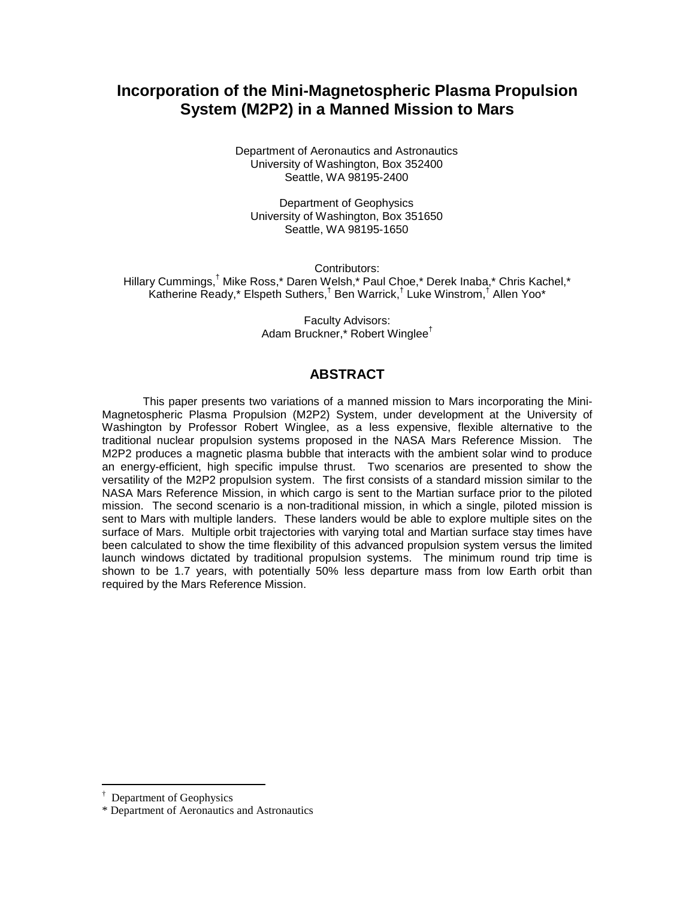# Incorporation of the Mini-Magnetospheric Plasma Propulsion System (M2P2) in a Manned Mission to Mars

Department of Aeronautics and Astronautics
University of Washington, Box 352400
Seattle, WA 98195-2400

Department of Geophysics
University of Washington, Box 351650
Seattle, WA 98195-1650

Contributors:
Hillary Cummings,† Mike Ross,* Daren Welsh,* Paul Choe,* Derek Inaba,* Chris Kachel,* Katherine Ready,* Elspeth Suthers,† Ben Warrick,† Luke Winstrom,† Allen Yoo*

Faculty Advisors:
Adam Bruckner,* Robert Winglee†

## ABSTRACT

This paper presents two variations of a manned mission to Mars incorporating the Mini-Magnetospheric Plasma Propulsion (M2P2) System, under development at the University of Washington by Professor Robert Winglee, as a less expensive, flexible alternative to the traditional nuclear propulsion systems proposed in the NASA Mars Reference Mission. The M2P2 produces a magnetic plasma bubble that interacts with the ambient solar wind to produce an energy-efficient, high specific impulse thrust. Two scenarios are presented to show the versatility of the M2P2 propulsion system. The first consists of a standard mission similar to the NASA Mars Reference Mission, in which cargo is sent to the Martian surface prior to the piloted mission. The second scenario is a non-traditional mission, in which a single, piloted mission is sent to Mars with multiple landers. These landers would be able to explore multiple sites on the surface of Mars. Multiple orbit trajectories with varying total and Martian surface stay times have been calculated to show the time flexibility of this advanced propulsion system versus the limited launch windows dictated by traditional propulsion systems. The minimum round trip time is shown to be 1.7 years, with potentially 50% less departure mass from low Earth orbit than required by the Mars Reference Mission.

---

† Department of Geophysics

* Department of Aeronautics and Astronautics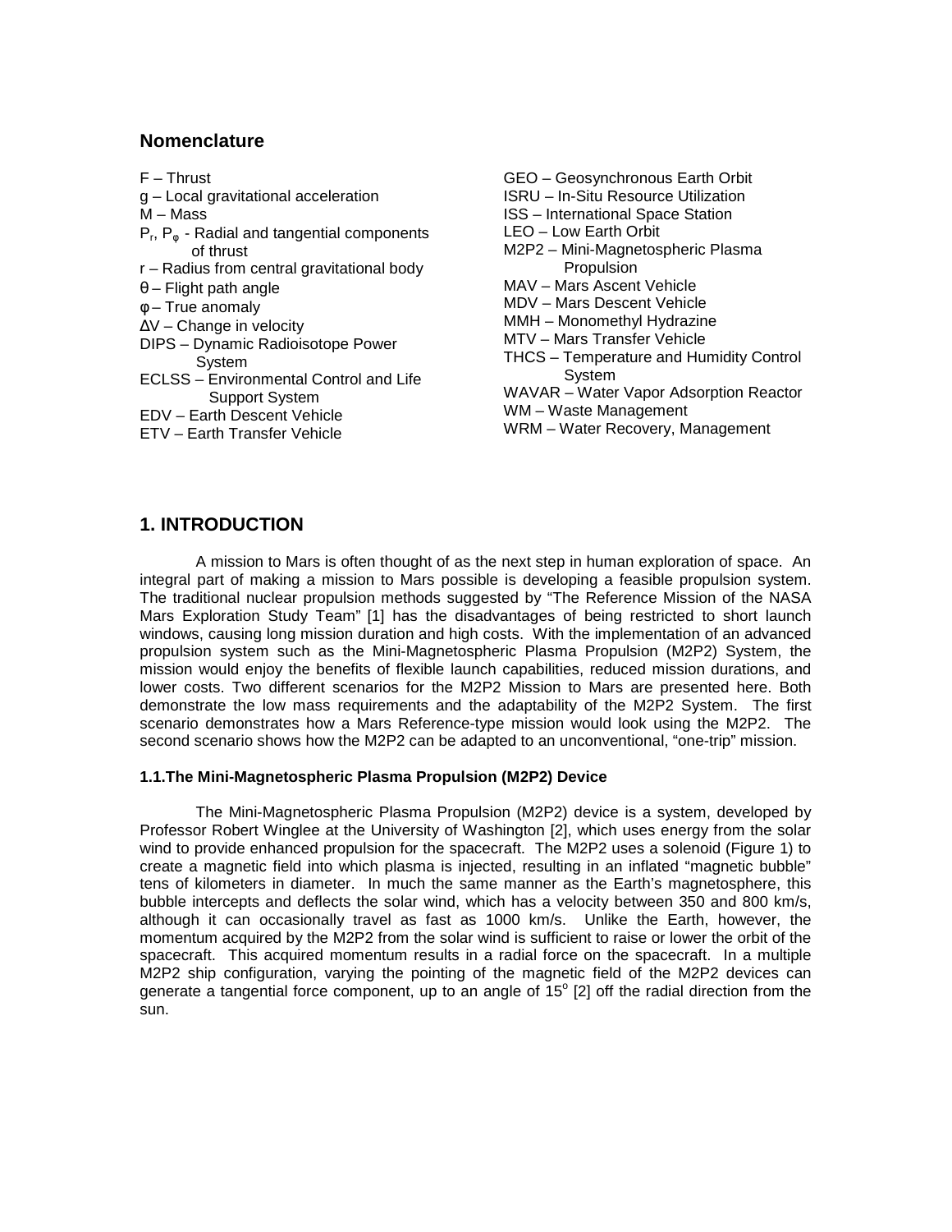## Nomenclature

F – Thrust
g – Local gravitational acceleration
M – Mass
$P_r$, $P_\varphi$ - Radial and tangential components of thrust
r – Radius from central gravitational body
θ – Flight path angle
φ – True anomaly
ΔV – Change in velocity
DIPS – Dynamic Radioisotope Power System
ECLSS – Environmental Control and Life Support System
EDV – Earth Descent Vehicle
ETV – Earth Transfer Vehicle
GEO – Geosynchronous Earth Orbit
ISRU – In-Situ Resource Utilization
ISS – International Space Station
LEO – Low Earth Orbit
M2P2 – Mini-Magnetospheric Plasma Propulsion
MAV – Mars Ascent Vehicle
MDV – Mars Descent Vehicle
MMH – Monomethyl Hydrazine
MTV – Mars Transfer Vehicle
THCS – Temperature and Humidity Control System
WAVAR – Water Vapor Adsorption Reactor
WM – Waste Management
WRM – Water Recovery, Management

## 1. INTRODUCTION

A mission to Mars is often thought of as the next step in human exploration of space. An integral part of making a mission to Mars possible is developing a feasible propulsion system. The traditional nuclear propulsion methods suggested by "The Reference Mission of the NASA Mars Exploration Study Team" [1] has the disadvantages of being restricted to short launch windows, causing long mission duration and high costs. With the implementation of an advanced propulsion system such as the Mini-Magnetospheric Plasma Propulsion (M2P2) System, the mission would enjoy the benefits of flexible launch capabilities, reduced mission durations, and lower costs. Two different scenarios for the M2P2 Mission to Mars are presented here. Both demonstrate the low mass requirements and the adaptability of the M2P2 System. The first scenario demonstrates how a Mars Reference-type mission would look using the M2P2. The second scenario shows how the M2P2 can be adapted to an unconventional, "one-trip" mission.

### 1.1. The Mini-Magnetospheric Plasma Propulsion (M2P2) Device

The Mini-Magnetospheric Plasma Propulsion (M2P2) device is a system, developed by Professor Robert Winglee at the University of Washington [2], which uses energy from the solar wind to provide enhanced propulsion for the spacecraft. The M2P2 uses a solenoid (Figure 1) to create a magnetic field into which plasma is injected, resulting in an inflated "magnetic bubble" tens of kilometers in diameter. In much the same manner as the Earth's magnetosphere, this bubble intercepts and deflects the solar wind, which has a velocity between 350 and 800 km/s, although it can occasionally travel as fast as 1000 km/s. Unlike the Earth, however, the momentum acquired by the M2P2 from the solar wind is sufficient to raise or lower the orbit of the spacecraft. This acquired momentum results in a radial force on the spacecraft. In a multiple M2P2 ship configuration, varying the pointing of the magnetic field of the M2P2 devices can generate a tangential force component, up to an angle of $15^{o}$ [2] off the radial direction from the sun.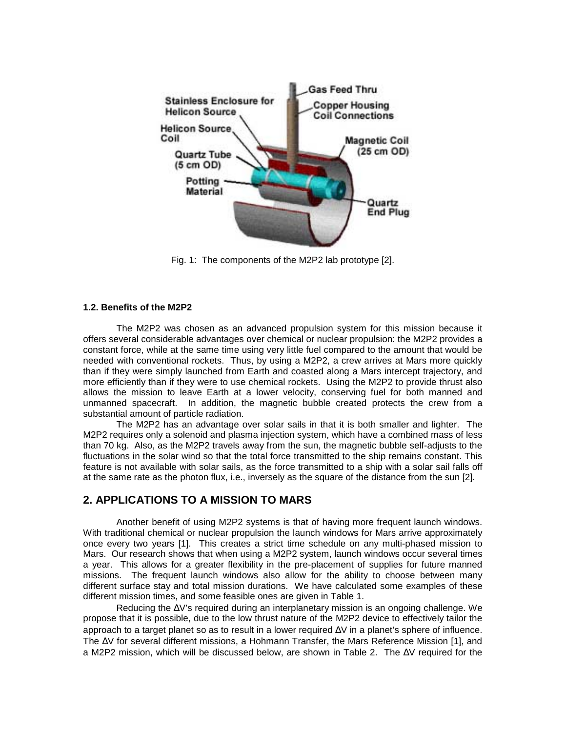Fig. 1: The components of the M2P2 lab prototype [2].

### 1.2. Benefits of the M2P2

The M2P2 was chosen as an advanced propulsion system for this mission because it offers several considerable advantages over chemical or nuclear propulsion: the M2P2 provides a constant force, while at the same time using very little fuel compared to the amount that would be needed with conventional rockets. Thus, by using a M2P2, a crew arrives at Mars more quickly than if they were simply launched from Earth and coasted along a Mars intercept trajectory, and more efficiently than if they were to use chemical rockets. Using the M2P2 to provide thrust also allows the mission to leave Earth at a lower velocity, conserving fuel for both manned and unmanned spacecraft. In addition, the magnetic bubble created protects the crew from a substantial amount of particle radiation.

The M2P2 has an advantage over solar sails in that it is both smaller and lighter. The M2P2 requires only a solenoid and plasma injection system, which have a combined mass of less than 70 kg. Also, as the M2P2 travels away from the sun, the magnetic bubble self-adjusts to the fluctuations in the solar wind so that the total force transmitted to the ship remains constant. This feature is not available with solar sails, as the force transmitted to a ship with a solar sail falls off at the same rate as the photon flux, i.e., inversely as the square of the distance from the sun [2].

## 2. APPLICATIONS TO A MISSION TO MARS

Another benefit of using M2P2 systems is that of having more frequent launch windows. With traditional chemical or nuclear propulsion the launch windows for Mars arrive approximately once every two years [1]. This creates a strict time schedule on any multi-phased mission to Mars. Our research shows that when using a M2P2 system, launch windows occur several times a year. This allows for a greater flexibility in the pre-placement of supplies for future manned missions. The frequent launch windows also allow for the ability to choose between many different surface stay and total mission durations. We have calculated some examples of these different mission times, and some feasible ones are given in Table 1.

Reducing the ΔV's required during an interplanetary mission is an ongoing challenge. We propose that it is possible, due to the low thrust nature of the M2P2 device to effectively tailor the approach to a target planet so as to result in a lower required ΔV in a planet's sphere of influence. The ΔV for several different missions, a Hohmann Transfer, the Mars Reference Mission [1], and a M2P2 mission, which will be discussed below, are shown in Table 2. The ΔV required for the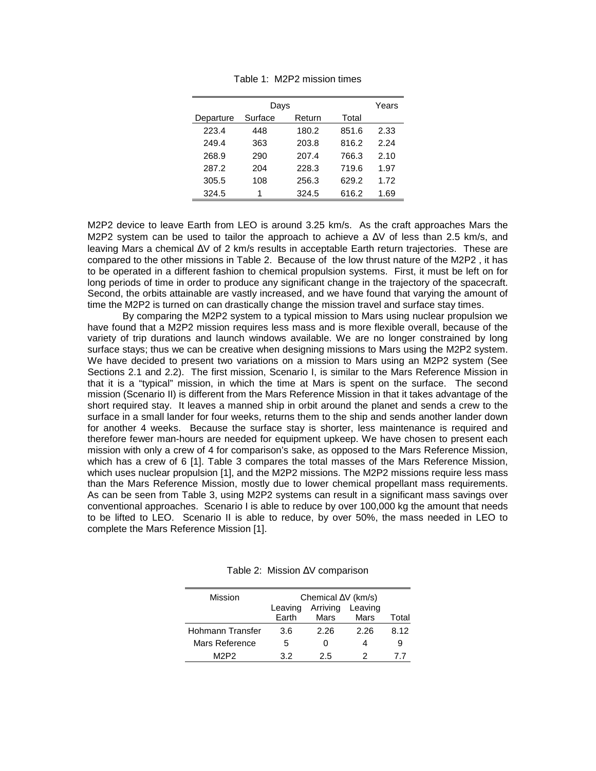Table 1: M2P2 mission times

| Days | | | | Years |
|---|---|---|---|---|
| Departure | Surface | Return | Total | |
| 223.4 | 448 | 180.2 | 851.6 | 2.33 |
| 249.4 | 363 | 203.8 | 816.2 | 2.24 |
| 268.9 | 290 | 207.4 | 766.3 | 2.10 |
| 287.2 | 204 | 228.3 | 719.6 | 1.97 |
| 305.5 | 108 | 256.3 | 629.2 | 1.72 |
| 324.5 | 1 | 324.5 | 616.2 | 1.69 |

M2P2 device to leave Earth from LEO is around 3.25 km/s. As the craft approaches Mars the M2P2 system can be used to tailor the approach to achieve a $\Delta V$ of less than 2.5 km/s, and leaving Mars a chemical $\Delta V$ of 2 km/s results in acceptable Earth return trajectories. These are compared to the other missions in Table 2. Because of the low thrust nature of the M2P2 , it has to be operated in a different fashion to chemical propulsion systems. First, it must be left on for long periods of time in order to produce any significant change in the trajectory of the spacecraft. Second, the orbits attainable are vastly increased, and we have found that varying the amount of time the M2P2 is turned on can drastically change the mission travel and surface stay times.

By comparing the M2P2 system to a typical mission to Mars using nuclear propulsion we have found that a M2P2 mission requires less mass and is more flexible overall, because of the variety of trip durations and launch windows available. We are no longer constrained by long surface stays; thus we can be creative when designing missions to Mars using the M2P2 system. We have decided to present two variations on a mission to Mars using an M2P2 system (See Sections 2.1 and 2.2). The first mission, Scenario I, is similar to the Mars Reference Mission in that it is a "typical" mission, in which the time at Mars is spent on the surface. The second mission (Scenario II) is different from the Mars Reference Mission in that it takes advantage of the short required stay. It leaves a manned ship in orbit around the planet and sends a crew to the surface in a small lander for four weeks, returns them to the ship and sends another lander down for another 4 weeks. Because the surface stay is shorter, less maintenance is required and therefore fewer man-hours are needed for equipment upkeep. We have chosen to present each mission with only a crew of 4 for comparison's sake, as opposed to the Mars Reference Mission, which has a crew of 6 [1]. Table 3 compares the total masses of the Mars Reference Mission, which uses nuclear propulsion [1], and the M2P2 missions. The M2P2 missions require less mass than the Mars Reference Mission, mostly due to lower chemical propellant mass requirements. As can be seen from Table 3, using M2P2 systems can result in a significant mass savings over conventional approaches. Scenario I is able to reduce by over 100,000 kg the amount that needs to be lifted to LEO. Scenario II is able to reduce, by over 50%, the mass needed in LEO to complete the Mars Reference Mission [1].

Table 2: Mission $\Delta V$ comparison

| Mission | Chemical $\Delta V$ (km/s) | | | |
|---|---|---|---|---|
| | Leaving Earth | Arriving Mars | Leaving Mars | Total |
| Hohmann Transfer | 3.6 | 2.26 | 2.26 | 8.12 |
| Mars Reference | 5 | 0 | 4 | 9 |
| M2P2 | 3.2 | 2.5 | 2 | 7.7 |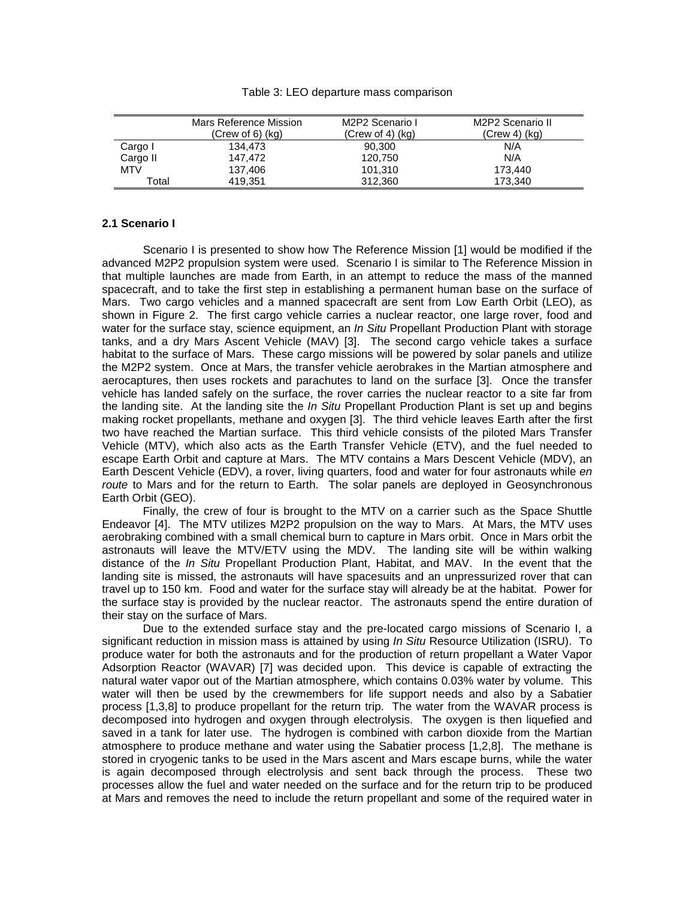Table 3: LEO departure mass comparison

| | Mars Reference Mission (Crew of 6) (kg) | M2P2 Scenario I (Crew of 4) (kg) | M2P2 Scenario II (Crew 4) (kg) |
|---|---|---|---|
| Cargo I | 134,473 | 90,300 | N/A |
| Cargo II | 147,472 | 120,750 | N/A |
| MTV | 137,406 | 101,310 | 173,440 |
| Total | 419,351 | 312,360 | 173,340 |

**2.1 Scenario I**

Scenario I is presented to show how The Reference Mission [1] would be modified if the advanced M2P2 propulsion system were used. Scenario I is similar to The Reference Mission in that multiple launches are made from Earth, in an attempt to reduce the mass of the manned spacecraft, and to take the first step in establishing a permanent human base on the surface of Mars. Two cargo vehicles and a manned spacecraft are sent from Low Earth Orbit (LEO), as shown in Figure 2. The first cargo vehicle carries a nuclear reactor, one large rover, food and water for the surface stay, science equipment, an *In Situ* Propellant Production Plant with storage tanks, and a dry Mars Ascent Vehicle (MAV) [3]. The second cargo vehicle takes a surface habitat to the surface of Mars. These cargo missions will be powered by solar panels and utilize the M2P2 system. Once at Mars, the transfer vehicle aerobrakes in the Martian atmosphere and aerocaptures, then uses rockets and parachutes to land on the surface [3]. Once the transfer vehicle has landed safely on the surface, the rover carries the nuclear reactor to a site far from the landing site. At the landing site the *In Situ* Propellant Production Plant is set up and begins making rocket propellants, methane and oxygen [3]. The third vehicle leaves Earth after the first two have reached the Martian surface. This third vehicle consists of the piloted Mars Transfer Vehicle (MTV), which also acts as the Earth Transfer Vehicle (ETV), and the fuel needed to escape Earth Orbit and capture at Mars. The MTV contains a Mars Descent Vehicle (MDV), an Earth Descent Vehicle (EDV), a rover, living quarters, food and water for four astronauts while *en route* to Mars and for the return to Earth. The solar panels are deployed in Geosynchronous Earth Orbit (GEO).

Finally, the crew of four is brought to the MTV on a carrier such as the Space Shuttle Endeavor [4]. The MTV utilizes M2P2 propulsion on the way to Mars. At Mars, the MTV uses aerobraking combined with a small chemical burn to capture in Mars orbit. Once in Mars orbit the astronauts will leave the MTV/ETV using the MDV. The landing site will be within walking distance of the *In Situ* Propellant Production Plant, Habitat, and MAV. In the event that the landing site is missed, the astronauts will have spacesuits and an unpressurized rover that can travel up to 150 km. Food and water for the surface stay will already be at the habitat. Power for the surface stay is provided by the nuclear reactor. The astronauts spend the entire duration of their stay on the surface of Mars.

Due to the extended surface stay and the pre-located cargo missions of Scenario I, a significant reduction in mission mass is attained by using *In Situ* Resource Utilization (ISRU). To produce water for both the astronauts and for the production of return propellant a Water Vapor Adsorption Reactor (WAVAR) [7] was decided upon. This device is capable of extracting the natural water vapor out of the Martian atmosphere, which contains 0.03% water by volume. This water will then be used by the crewmembers for life support needs and also by a Sabatier process [1,3,8] to produce propellant for the return trip. The water from the WAVAR process is decomposed into hydrogen and oxygen through electrolysis. The oxygen is then liquefied and saved in a tank for later use. The hydrogen is combined with carbon dioxide from the Martian atmosphere to produce methane and water using the Sabatier process [1,2,8]. The methane is stored in cryogenic tanks to be used in the Mars ascent and Mars escape burns, while the water is again decomposed through electrolysis and sent back through the process. These two processes allow the fuel and water needed on the surface and for the return trip to be produced at Mars and removes the need to include the return propellant and some of the required water in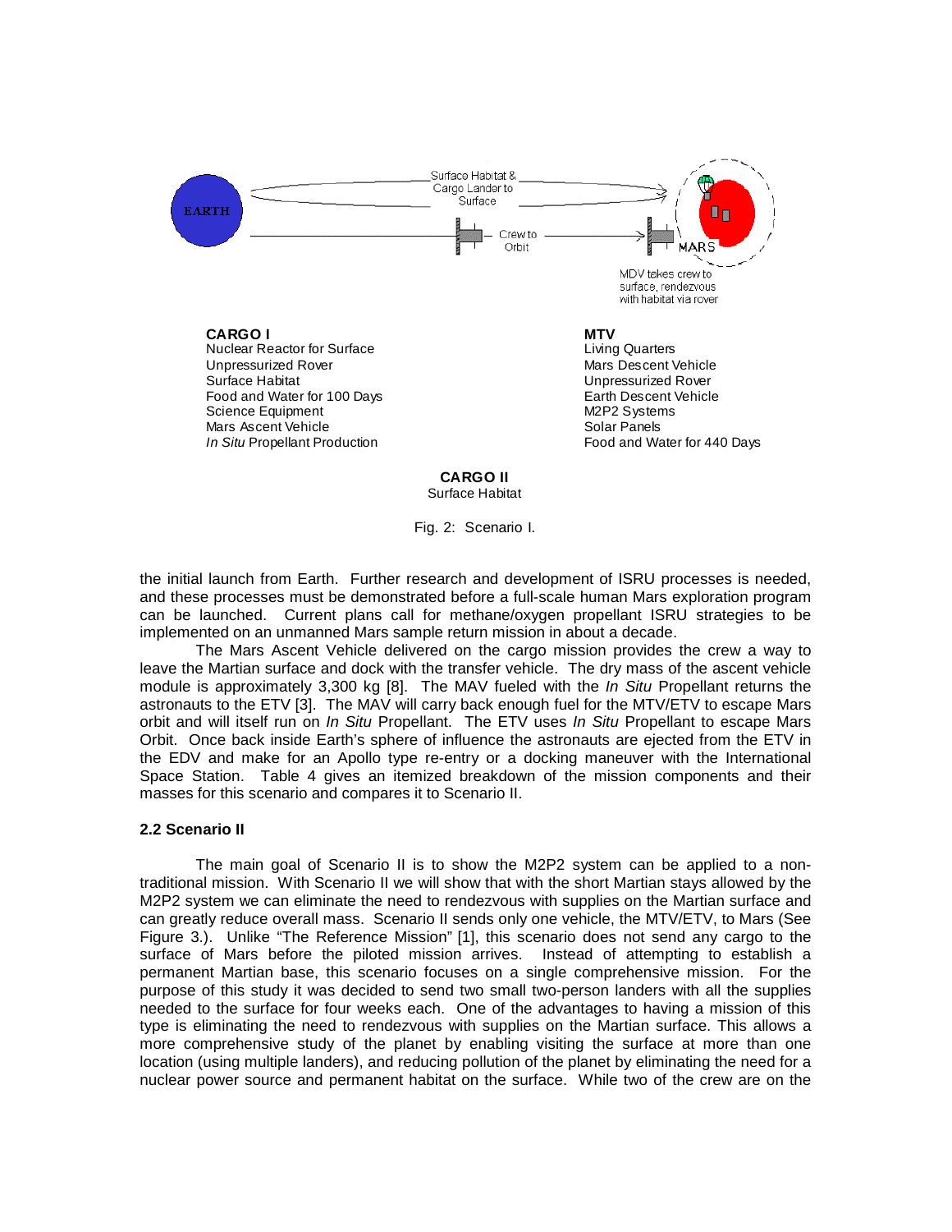Surface Habitat & Cargo Lander to Surface

Crew to Orbit

EARTH

MARS

MDV takes crew to surface, rendezvous with habitat via rover

**CARGO I**
Nuclear Reactor for Surface
Unpressurized Rover
Surface Habitat
Food and Water for 100 Days
Science Equipment
Mars Ascent Vehicle
*In Situ* Propellant Production

**MTV**
Living Quarters
Mars Descent Vehicle
Unpressurized Rover
Earth Descent Vehicle
M2P2 Systems
Solar Panels
Food and Water for 440 Days

**CARGO II**
Surface Habitat

Fig. 2: Scenario I.

the initial launch from Earth. Further research and development of ISRU processes is needed, and these processes must be demonstrated before a full-scale human Mars exploration program can be launched. Current plans call for methane/oxygen propellant ISRU strategies to be implemented on an unmanned Mars sample return mission in about a decade.

The Mars Ascent Vehicle delivered on the cargo mission provides the crew a way to leave the Martian surface and dock with the transfer vehicle. The dry mass of the ascent vehicle module is approximately 3,300 kg [8]. The MAV fueled with the *In Situ* Propellant returns the astronauts to the ETV [3]. The MAV will carry back enough fuel for the MTV/ETV to escape Mars orbit and will itself run on *In Situ* Propellant. The ETV uses *In Situ* Propellant to escape Mars Orbit. Once back inside Earth's sphere of influence the astronauts are ejected from the ETV in the EDV and make for an Apollo type re-entry or a docking maneuver with the International Space Station. Table 4 gives an itemized breakdown of the mission components and their masses for this scenario and compares it to Scenario II.

### 2.2 Scenario II

The main goal of Scenario II is to show the M2P2 system can be applied to a non-traditional mission. With Scenario II we will show that with the short Martian stays allowed by the M2P2 system we can eliminate the need to rendezvous with supplies on the Martian surface and can greatly reduce overall mass. Scenario II sends only one vehicle, the MTV/ETV, to Mars (See Figure 3.). Unlike "The Reference Mission" [1], this scenario does not send any cargo to the surface of Mars before the piloted mission arrives. Instead of attempting to establish a permanent Martian base, this scenario focuses on a single comprehensive mission. For the purpose of this study it was decided to send two small two-person landers with all the supplies needed to the surface for four weeks each. One of the advantages to having a mission of this type is eliminating the need to rendezvous with supplies on the Martian surface. This allows a more comprehensive study of the planet by enabling visiting the surface at more than one location (using multiple landers), and reducing pollution of the planet by eliminating the need for a nuclear power source and permanent habitat on the surface. While two of the crew are on the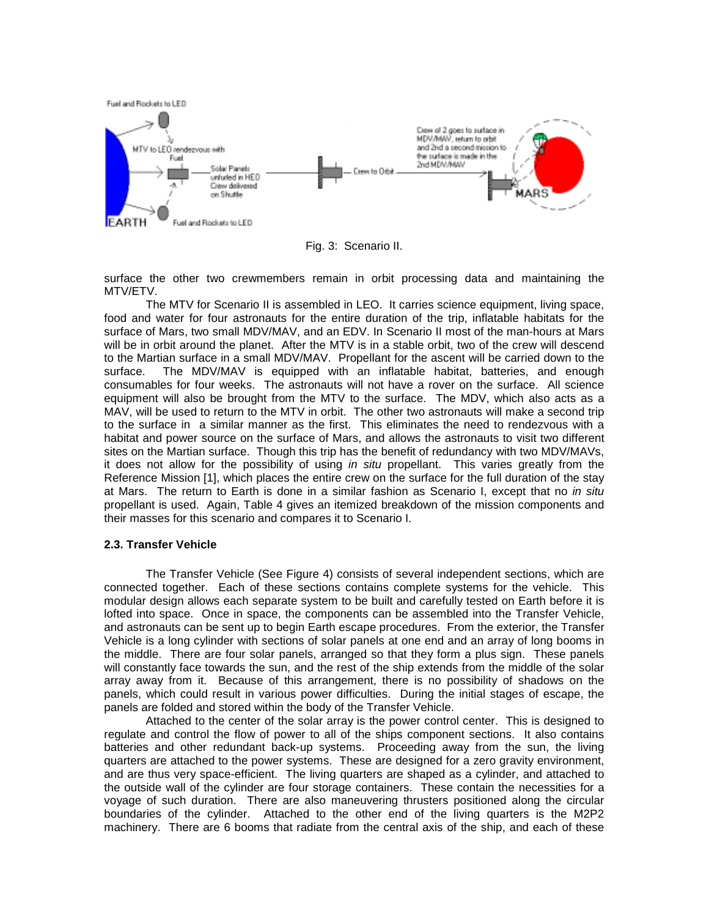Fig. 3: Scenario II.

surface the other two crewmembers remain in orbit processing data and maintaining the MTV/ETV.

The MTV for Scenario II is assembled in LEO. It carries science equipment, living space, food and water for four astronauts for the entire duration of the trip, inflatable habitats for the surface of Mars, two small MDV/MAV, and an EDV. In Scenario II most of the man-hours at Mars will be in orbit around the planet. After the MTV is in a stable orbit, two of the crew will descend to the Martian surface in a small MDV/MAV. Propellant for the ascent will be carried down to the surface. The MDV/MAV is equipped with an inflatable habitat, batteries, and enough consumables for four weeks. The astronauts will not have a rover on the surface. All science equipment will also be brought from the MTV to the surface. The MDV, which also acts as a MAV, will be used to return to the MTV in orbit. The other two astronauts will make a second trip to the surface in a similar manner as the first. This eliminates the need to rendezvous with a habitat and power source on the surface of Mars, and allows the astronauts to visit two different sites on the Martian surface. Though this trip has the benefit of redundancy with two MDV/MAVs, it does not allow for the possibility of using *in situ* propellant. This varies greatly from the Reference Mission [1], which places the entire crew on the surface for the full duration of the stay at Mars. The return to Earth is done in a similar fashion as Scenario I, except that no *in situ* propellant is used. Again, Table 4 gives an itemized breakdown of the mission components and their masses for this scenario and compares it to Scenario I.

### 2.3. Transfer Vehicle

The Transfer Vehicle (See Figure 4) consists of several independent sections, which are connected together. Each of these sections contains complete systems for the vehicle. This modular design allows each separate system to be built and carefully tested on Earth before it is lofted into space. Once in space, the components can be assembled into the Transfer Vehicle, and astronauts can be sent up to begin Earth escape procedures. From the exterior, the Transfer Vehicle is a long cylinder with sections of solar panels at one end and an array of long booms in the middle. There are four solar panels, arranged so that they form a plus sign. These panels will constantly face towards the sun, and the rest of the ship extends from the middle of the solar array away from it. Because of this arrangement, there is no possibility of shadows on the panels, which could result in various power difficulties. During the initial stages of escape, the panels are folded and stored within the body of the Transfer Vehicle.

Attached to the center of the solar array is the power control center. This is designed to regulate and control the flow of power to all of the ships component sections. It also contains batteries and other redundant back-up systems. Proceeding away from the sun, the living quarters are attached to the power systems. These are designed for a zero gravity environment, and are thus very space-efficient. The living quarters are shaped as a cylinder, and attached to the outside wall of the cylinder are four storage containers. These contain the necessities for a voyage of such duration. There are also maneuvering thrusters positioned along the circular boundaries of the cylinder. Attached to the other end of the living quarters is the M2P2 machinery. There are 6 booms that radiate from the central axis of the ship, and each of these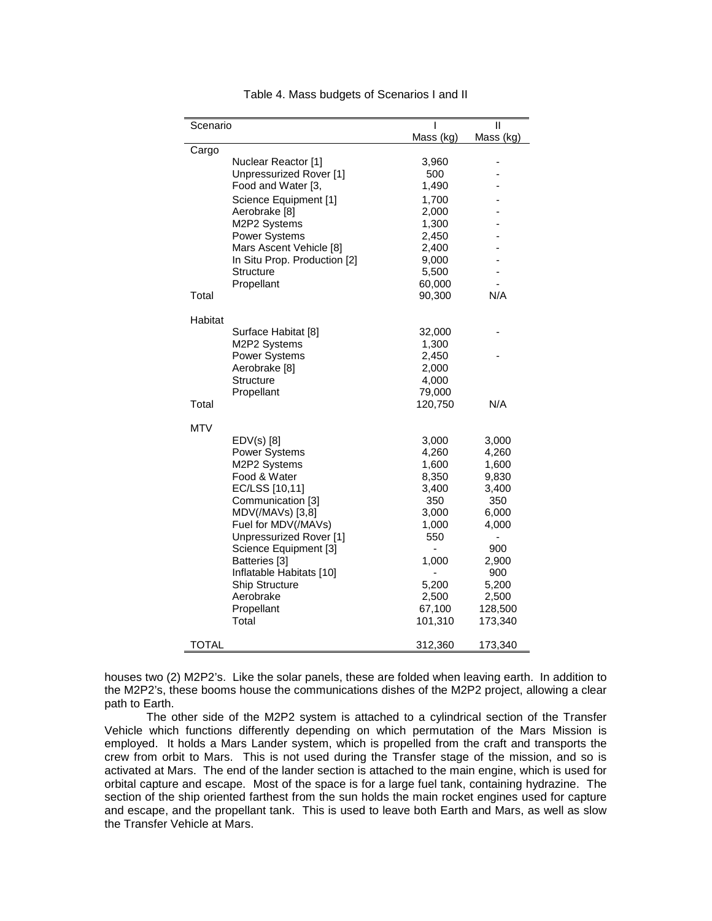Table 4. Mass budgets of Scenarios I and II

| Scenario | | I | II |
|---|---|---|---|
| | | Mass (kg) | Mass (kg) |
| Cargo | | | |
| | Nuclear Reactor [1] | 3,960 | - |
| | Unpressurized Rover [1] | 500 | - |
| | Food and Water [3, | 1,490 | - |
| | Science Equipment [1] | 1,700 | - |
| | Aerobrake [8] | 2,000 | - |
| | M2P2 Systems | 1,300 | - |
| | Power Systems | 2,450 | - |
| | Mars Ascent Vehicle [8] | 2,400 | - |
| | In Situ Prop. Production [2] | 9,000 | - |
| | Structure | 5,500 | - |
| | Propellant | 60,000 | - |
| Total | | 90,300 | N/A |
| Habitat | | | |
| | Surface Habitat [8] | 32,000 | - |
| | M2P2 Systems | 1,300 | |
| | Power Systems | 2,450 | - |
| | Aerobrake [8] | 2,000 | |
| | Structure | 4,000 | |
| | Propellant | 79,000 | |
| Total | | 120,750 | N/A |
| MTV | | | |
| | EDV(s) [8] | 3,000 | 3,000 |
| | Power Systems | 4,260 | 4,260 |
| | M2P2 Systems | 1,600 | 1,600 |
| | Food & Water | 8,350 | 9,830 |
| | EC/LSS [10,11] | 3,400 | 3,400 |
| | Communication [3] | 350 | 350 |
| | MDV(/MAVs) [3,8] | 3,000 | 6,000 |
| | Fuel for MDV(/MAVs) | 1,000 | 4,000 |
| | Unpressurized Rover [1] | 550 | - |
| | Science Equipment [3] | - | 900 |
| | Batteries [3] | 1,000 | 2,900 |
| | Inflatable Habitats [10] | - | 900 |
| | Ship Structure | 5,200 | 5,200 |
| | Aerobrake | 2,500 | 2,500 |
| | Propellant | 67,100 | 128,500 |
| | Total | 101,310 | 173,340 |
| TOTAL | | 312,360 | 173,340 |

houses two (2) M2P2's. Like the solar panels, these are folded when leaving earth. In addition to the M2P2's, these booms house the communications dishes of the M2P2 project, allowing a clear path to Earth.

The other side of the M2P2 system is attached to a cylindrical section of the Transfer Vehicle which functions differently depending on which permutation of the Mars Mission is employed. It holds a Mars Lander system, which is propelled from the craft and transports the crew from orbit to Mars. This is not used during the Transfer stage of the mission, and so is activated at Mars. The end of the lander section is attached to the main engine, which is used for orbital capture and escape. Most of the space is for a large fuel tank, containing hydrazine. The section of the ship oriented farthest from the sun holds the main rocket engines used for capture and escape, and the propellant tank. This is used to leave both Earth and Mars, as well as slow the Transfer Vehicle at Mars.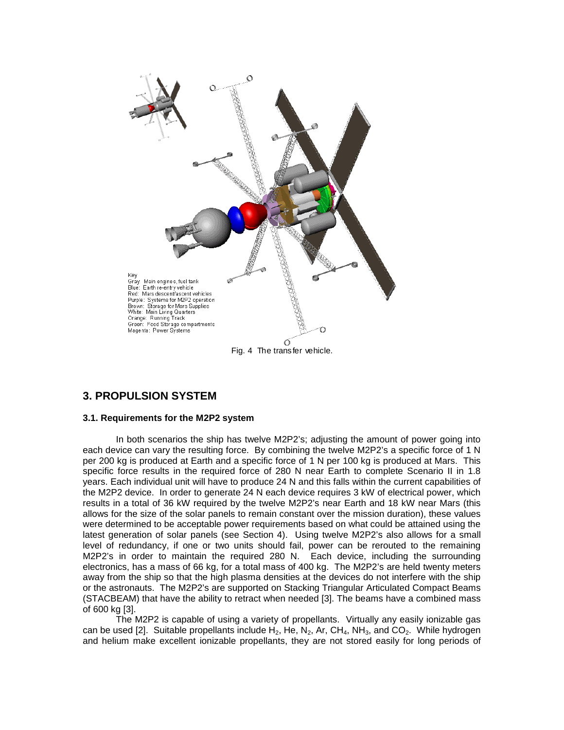Key
Gray: Main engines, fuel tank
Blue: Earth re-entry vehicle
Red: Mars descent/ascent vehicles
Purple: Systems for M2P2 operation
Brown: Storage for Mars Supplies
White: Main Living Quarters
Orange: Running Track
Green: Food Storage compartments
Magenta: Power Systems

Fig. 4 The transfer vehicle.

## 3. PROPULSION SYSTEM

### 3.1. Requirements for the M2P2 system

In both scenarios the ship has twelve M2P2's; adjusting the amount of power going into each device can vary the resulting force. By combining the twelve M2P2's a specific force of 1 N per 200 kg is produced at Earth and a specific force of 1 N per 100 kg is produced at Mars. This specific force results in the required force of 280 N near Earth to complete Scenario II in 1.8 years. Each individual unit will have to produce 24 N and this falls within the current capabilities of the M2P2 device. In order to generate 24 N each device requires 3 kW of electrical power, which results in a total of 36 kW required by the twelve M2P2's near Earth and 18 kW near Mars (this allows for the size of the solar panels to remain constant over the mission duration), these values were determined to be acceptable power requirements based on what could be attained using the latest generation of solar panels (see Section 4). Using twelve M2P2's also allows for a small level of redundancy, if one or two units should fail, power can be rerouted to the remaining M2P2's in order to maintain the required 280 N. Each device, including the surrounding electronics, has a mass of 66 kg, for a total mass of 400 kg. The M2P2's are held twenty meters away from the ship so that the high plasma densities at the devices do not interfere with the ship or the astronauts. The M2P2's are supported on Stacking Triangular Articulated Compact Beams (STACBEAM) that have the ability to retract when needed [3]. The beams have a combined mass of 600 kg [3].

The M2P2 is capable of using a variety of propellants. Virtually any easily ionizable gas can be used [2]. Suitable propellants include $H_2$, He, $N_2$, Ar, $CH_4$, $NH_3$, and $CO_2$. While hydrogen and helium make excellent ionizable propellants, they are not stored easily for long periods of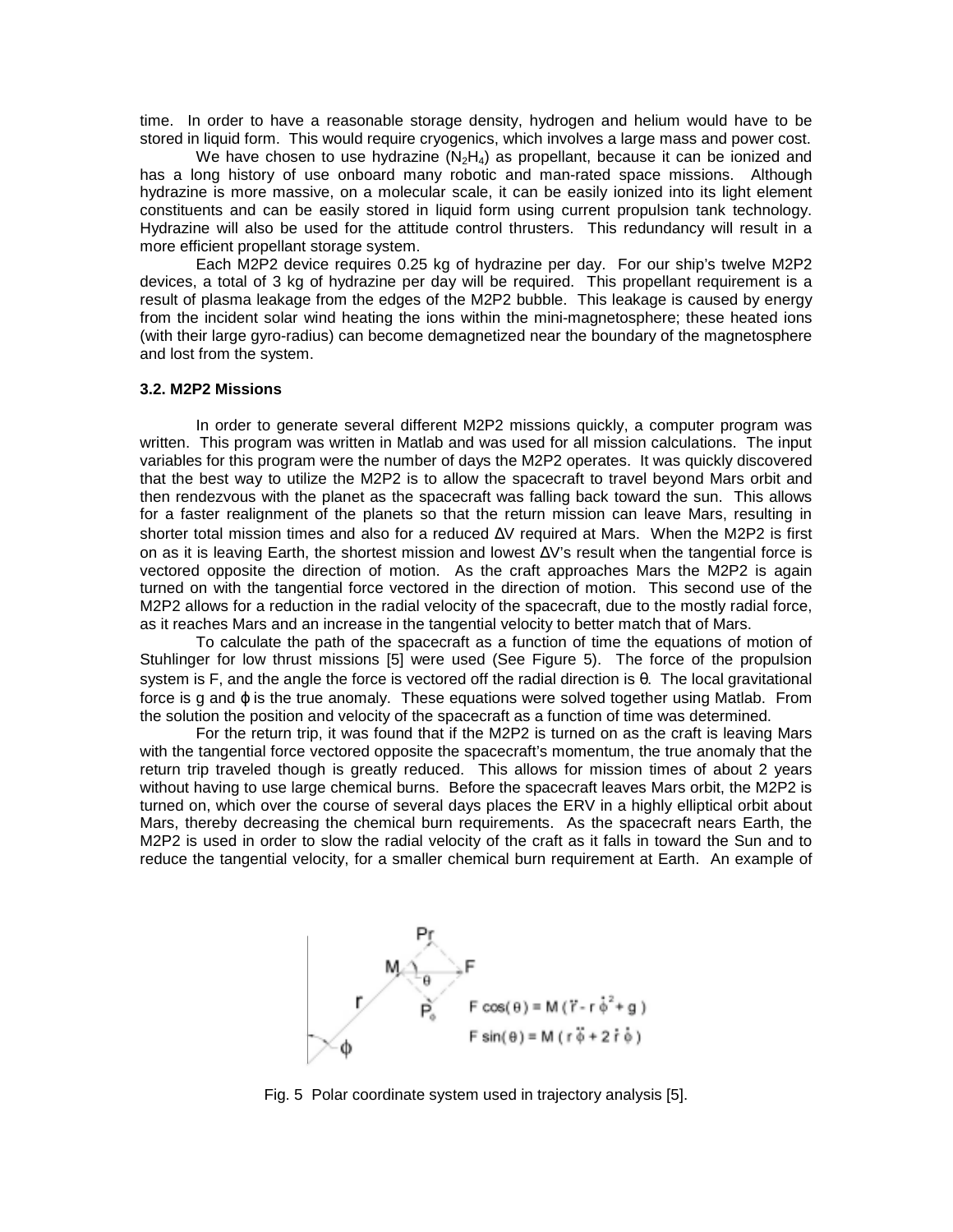time. In order to have a reasonable storage density, hydrogen and helium would have to be stored in liquid form. This would require cryogenics, which involves a large mass and power cost.

We have chosen to use hydrazine ($N_2H_4$) as propellant, because it can be ionized and has a long history of use onboard many robotic and man-rated space missions. Although hydrazine is more massive, on a molecular scale, it can be easily ionized into its light element constituents and can be easily stored in liquid form using current propulsion tank technology. Hydrazine will also be used for the attitude control thrusters. This redundancy will result in a more efficient propellant storage system.

Each M2P2 device requires 0.25 kg of hydrazine per day. For our ship's twelve M2P2 devices, a total of 3 kg of hydrazine per day will be required. This propellant requirement is a result of plasma leakage from the edges of the M2P2 bubble. This leakage is caused by energy from the incident solar wind heating the ions within the mini-magnetosphere; these heated ions (with their large gyro-radius) can become demagnetized near the boundary of the magnetosphere and lost from the system.

### 3.2. M2P2 Missions

In order to generate several different M2P2 missions quickly, a computer program was written. This program was written in Matlab and was used for all mission calculations. The input variables for this program were the number of days the M2P2 operates. It was quickly discovered that the best way to utilize the M2P2 is to allow the spacecraft to travel beyond Mars orbit and then rendezvous with the planet as the spacecraft was falling back toward the sun. This allows for a faster realignment of the planets so that the return mission can leave Mars, resulting in shorter total mission times and also for a reduced $\Delta V$ required at Mars. When the M2P2 is first on as it is leaving Earth, the shortest mission and lowest $\Delta V$'s result when the tangential force is vectored opposite the direction of motion. As the craft approaches Mars the M2P2 is again turned on with the tangential force vectored in the direction of motion. This second use of the M2P2 allows for a reduction in the radial velocity of the spacecraft, due to the mostly radial force, as it reaches Mars and an increase in the tangential velocity to better match that of Mars.

To calculate the path of the spacecraft as a function of time the equations of motion of Stuhlinger for low thrust missions [5] were used (See Figure 5). The force of the propulsion system is F, and the angle the force is vectored off the radial direction is $\theta$. The local gravitational force is g and $\phi$ is the true anomaly. These equations were solved together using Matlab. From the solution the position and velocity of the spacecraft as a function of time was determined.

For the return trip, it was found that if the M2P2 is turned on as the craft is leaving Mars with the tangential force vectored opposite the spacecraft's momentum, the true anomaly that the return trip traveled though is greatly reduced. This allows for mission times of about 2 years without having to use large chemical burns. Before the spacecraft leaves Mars orbit, the M2P2 is turned on, which over the course of several days places the ERV in a highly elliptical orbit about Mars, thereby decreasing the chemical burn requirements. As the spacecraft nears Earth, the M2P2 is used in order to slow the radial velocity of the craft as it falls in toward the Sun and to reduce the tangential velocity, for a smaller chemical burn requirement at Earth. An example of

$$F\cos(\theta) = M(\ddot{r} - r\dot{\phi}^2 + g)$$

$$F\sin(\theta) = M(r\ddot{\phi} + 2\dot{r}\dot{\phi})$$

Fig. 5 Polar coordinate system used in trajectory analysis [5].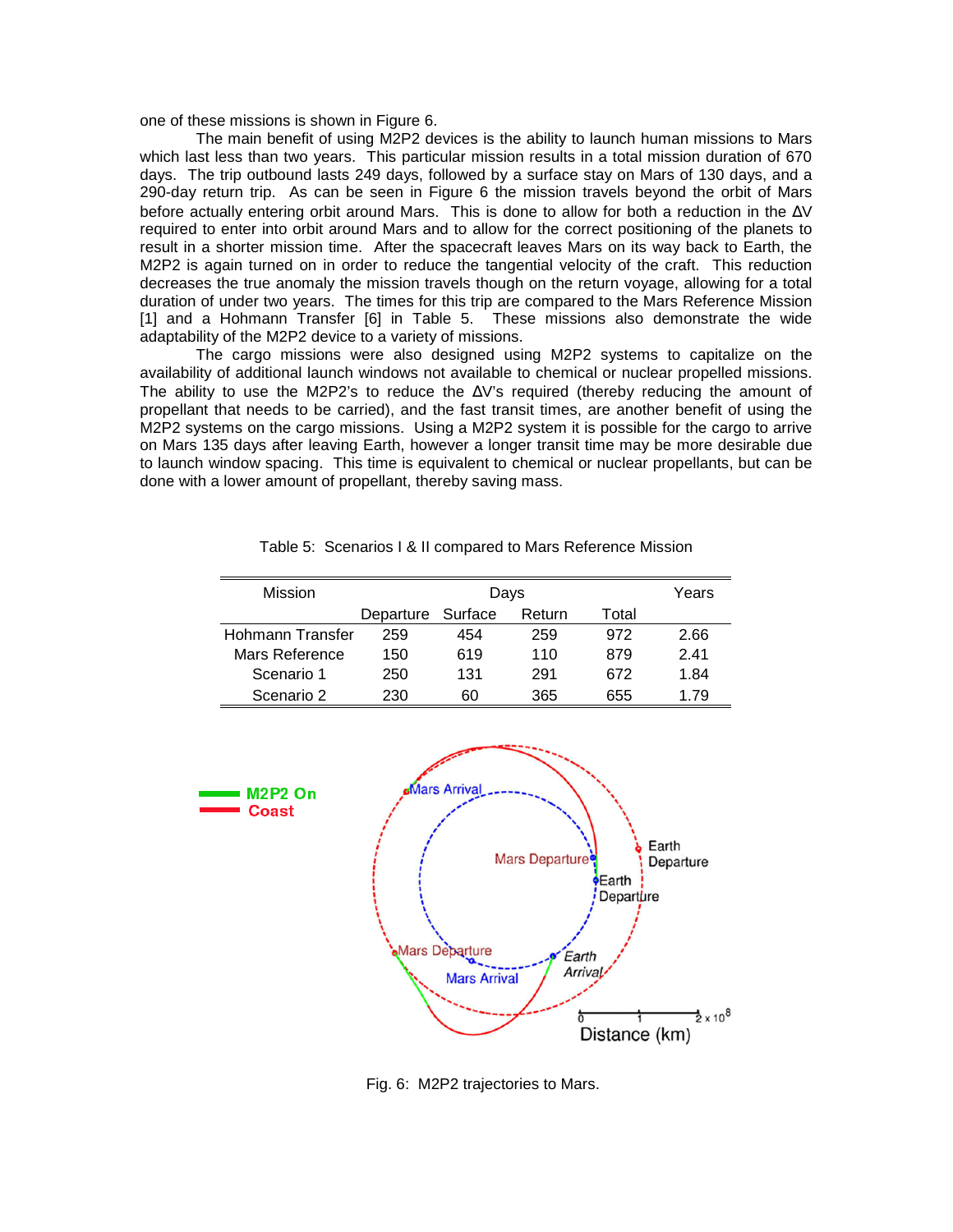one of these missions is shown in Figure 6.

The main benefit of using M2P2 devices is the ability to launch human missions to Mars which last less than two years. This particular mission results in a total mission duration of 670 days. The trip outbound lasts 249 days, followed by a surface stay on Mars of 130 days, and a 290-day return trip. As can be seen in Figure 6 the mission travels beyond the orbit of Mars before actually entering orbit around Mars. This is done to allow for both a reduction in the ΔV required to enter into orbit around Mars and to allow for the correct positioning of the planets to result in a shorter mission time. After the spacecraft leaves Mars on its way back to Earth, the M2P2 is again turned on in order to reduce the tangential velocity of the craft. This reduction decreases the true anomaly the mission travels though on the return voyage, allowing for a total duration of under two years. The times for this trip are compared to the Mars Reference Mission [1] and a Hohmann Transfer [6] in Table 5. These missions also demonstrate the wide adaptability of the M2P2 device to a variety of missions.

The cargo missions were also designed using M2P2 systems to capitalize on the availability of additional launch windows not available to chemical or nuclear propelled missions. The ability to use the M2P2's to reduce the ΔV's required (thereby reducing the amount of propellant that needs to be carried), and the fast transit times, are another benefit of using the M2P2 systems on the cargo missions. Using a M2P2 system it is possible for the cargo to arrive on Mars 135 days after leaving Earth, however a longer transit time may be more desirable due to launch window spacing. This time is equivalent to chemical or nuclear propellants, but can be done with a lower amount of propellant, thereby saving mass.

Table 5: Scenarios I & II compared to Mars Reference Mission

| Mission | Days | | | | Years |
|---|---|---|---|---|---|
| | Departure | Surface | Return | Total | |
| Hohmann Transfer | 259 | 454 | 259 | 972 | 2.66 |
| Mars Reference | 150 | 619 | 110 | 879 | 2.41 |
| Scenario 1 | 250 | 131 | 291 | 672 | 1.84 |
| Scenario 2 | 230 | 60 | 365 | 655 | 1.79 |

Fig. 6: M2P2 trajectories to Mars.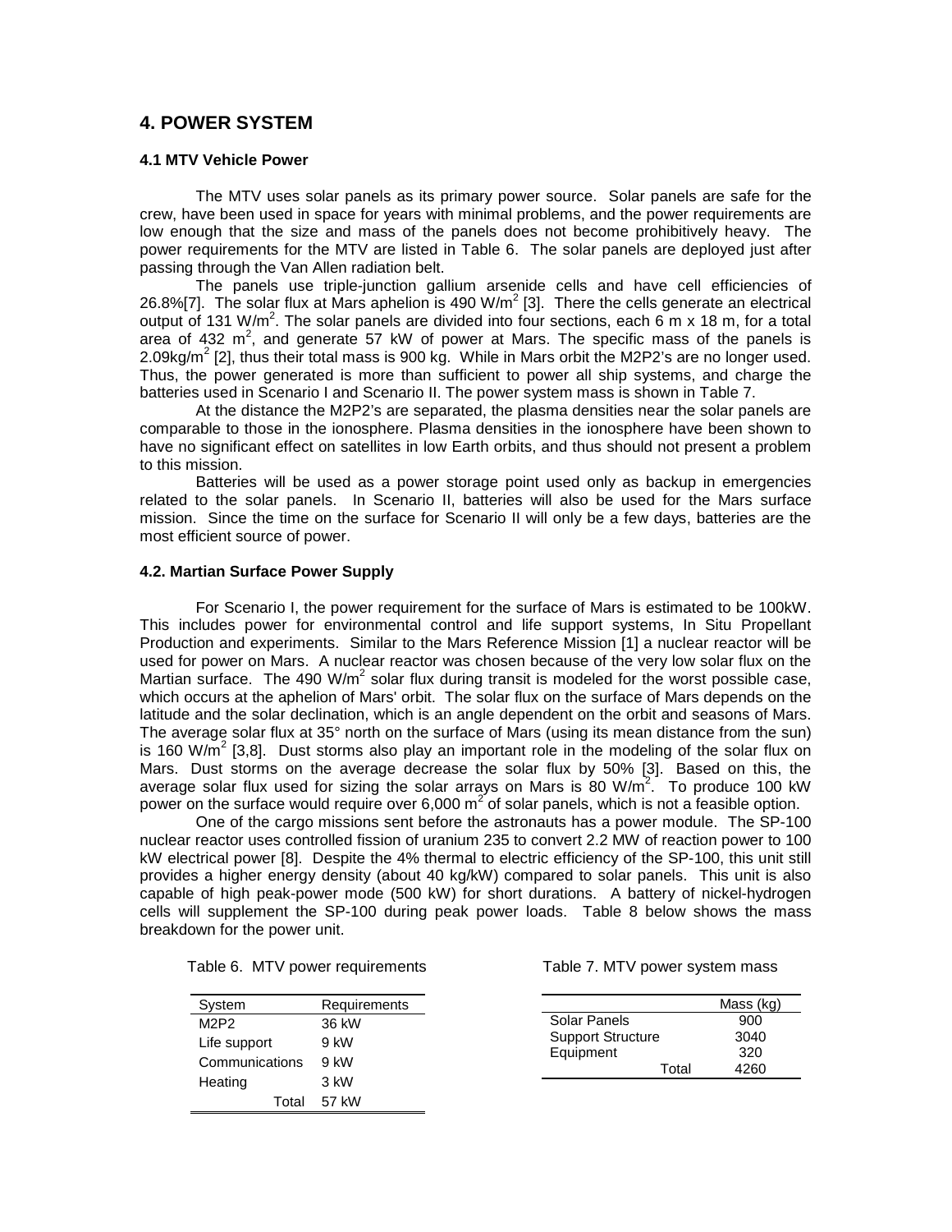## 4. POWER SYSTEM

### 4.1 MTV Vehicle Power

The MTV uses solar panels as its primary power source. Solar panels are safe for the crew, have been used in space for years with minimal problems, and the power requirements are low enough that the size and mass of the panels does not become prohibitively heavy. The power requirements for the MTV are listed in Table 6. The solar panels are deployed just after passing through the Van Allen radiation belt.

The panels use triple-junction gallium arsenide cells and have cell efficiencies of 26.8%[7]. The solar flux at Mars aphelion is 490 W/m$^2$ [3]. There the cells generate an electrical output of 131 W/m$^2$. The solar panels are divided into four sections, each 6 m x 18 m, for a total area of 432 m$^2$, and generate 57 kW of power at Mars. The specific mass of the panels is 2.09kg/m$^2$ [2], thus their total mass is 900 kg. While in Mars orbit the M2P2's are no longer used. Thus, the power generated is more than sufficient to power all ship systems, and charge the batteries used in Scenario I and Scenario II. The power system mass is shown in Table 7.

At the distance the M2P2's are separated, the plasma densities near the solar panels are comparable to those in the ionosphere. Plasma densities in the ionosphere have been shown to have no significant effect on satellites in low Earth orbits, and thus should not present a problem to this mission.

Batteries will be used as a power storage point used only as backup in emergencies related to the solar panels. In Scenario II, batteries will also be used for the Mars surface mission. Since the time on the surface for Scenario II will only be a few days, batteries are the most efficient source of power.

### 4.2. Martian Surface Power Supply

For Scenario I, the power requirement for the surface of Mars is estimated to be 100kW. This includes power for environmental control and life support systems, In Situ Propellant Production and experiments. Similar to the Mars Reference Mission [1] a nuclear reactor will be used for power on Mars. A nuclear reactor was chosen because of the very low solar flux on the Martian surface. The 490 W/m$^2$ solar flux during transit is modeled for the worst possible case, which occurs at the aphelion of Mars' orbit. The solar flux on the surface of Mars depends on the latitude and the solar declination, which is an angle dependent on the orbit and seasons of Mars. The average solar flux at 35° north on the surface of Mars (using its mean distance from the sun) is 160 W/m$^2$ [3,8]. Dust storms also play an important role in the modeling of the solar flux on Mars. Dust storms on the average decrease the solar flux by 50% [3]. Based on this, the average solar flux used for sizing the solar arrays on Mars is 80 W/m$^2$. To produce 100 kW power on the surface would require over 6,000 m$^2$ of solar panels, which is not a feasible option.

One of the cargo missions sent before the astronauts has a power module. The SP-100 nuclear reactor uses controlled fission of uranium 235 to convert 2.2 MW of reaction power to 100 kW electrical power [8]. Despite the 4% thermal to electric efficiency of the SP-100, this unit still provides a higher energy density (about 40 kg/kW) compared to solar panels. This unit is also capable of high peak-power mode (500 kW) for short durations. A battery of nickel-hydrogen cells will supplement the SP-100 during peak power loads. Table 8 below shows the mass breakdown for the power unit.

Table 6. MTV power requirements

| System | Requirements |
|---|---|
| M2P2 | 36 kW |
| Life support | 9 kW |
| Communications | 9 kW |
| Heating | 3 kW |
| Total | 57 kW |

Table 7. MTV power system mass

| | Mass (kg) |
|---|---|
| Solar Panels | 900 |
| Support Structure | 3040 |
| Equipment | 320 |
| Total | 4260 |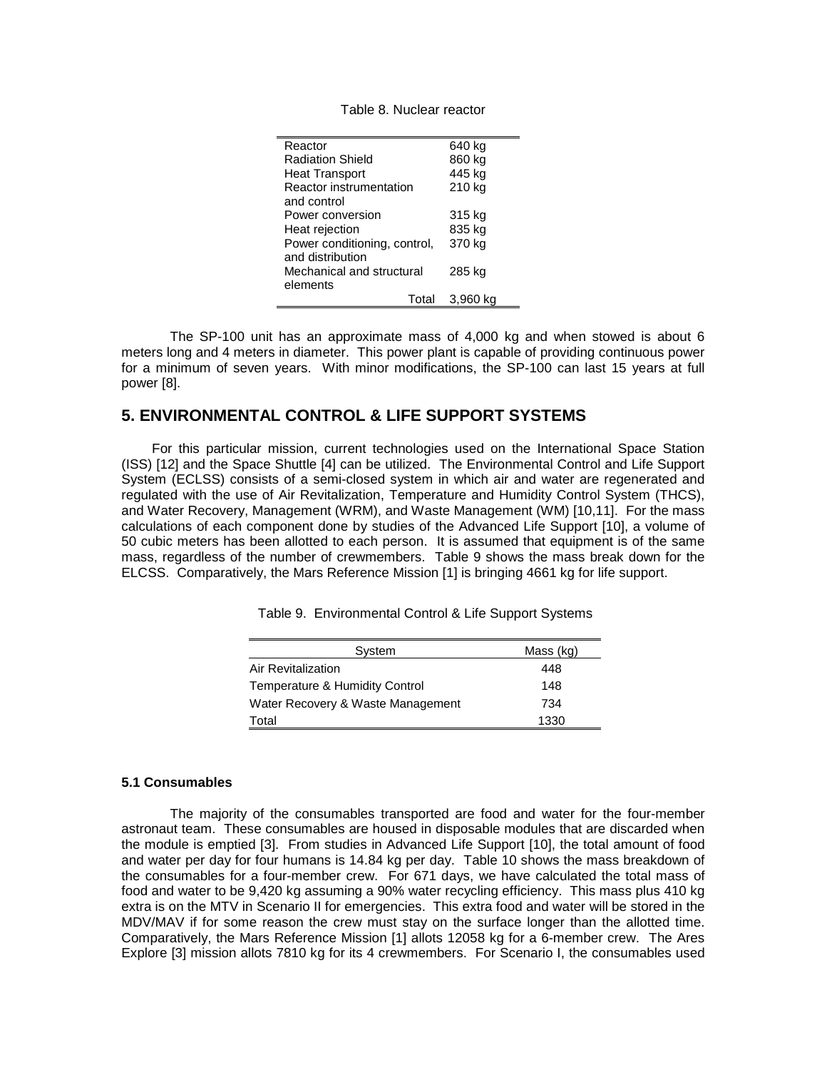Table 8. Nuclear reactor

| | |
|---|---|
| Reactor | 640 kg |
| Radiation Shield | 860 kg |
| Heat Transport | 445 kg |
| Reactor instrumentation and control | 210 kg |
| Power conversion | 315 kg |
| Heat rejection | 835 kg |
| Power conditioning, control, and distribution | 370 kg |
| Mechanical and structural elements | 285 kg |
| Total | 3,960 kg |

The SP-100 unit has an approximate mass of 4,000 kg and when stowed is about 6 meters long and 4 meters in diameter. This power plant is capable of providing continuous power for a minimum of seven years. With minor modifications, the SP-100 can last 15 years at full power [8].

## 5. ENVIRONMENTAL CONTROL & LIFE SUPPORT SYSTEMS

For this particular mission, current technologies used on the International Space Station (ISS) [12] and the Space Shuttle [4] can be utilized. The Environmental Control and Life Support System (ECLSS) consists of a semi-closed system in which air and water are regenerated and regulated with the use of Air Revitalization, Temperature and Humidity Control System (THCS), and Water Recovery, Management (WRM), and Waste Management (WM) [10,11]. For the mass calculations of each component done by studies of the Advanced Life Support [10], a volume of 50 cubic meters has been allotted to each person. It is assumed that equipment is of the same mass, regardless of the number of crewmembers. Table 9 shows the mass break down for the ELCSS. Comparatively, the Mars Reference Mission [1] is bringing 4661 kg for life support.

Table 9. Environmental Control & Life Support Systems

| System | Mass (kg) |
|---|---|
| Air Revitalization | 448 |
| Temperature & Humidity Control | 148 |
| Water Recovery & Waste Management | 734 |
| Total | 1330 |

### 5.1 Consumables

The majority of the consumables transported are food and water for the four-member astronaut team. These consumables are housed in disposable modules that are discarded when the module is emptied [3]. From studies in Advanced Life Support [10], the total amount of food and water per day for four humans is 14.84 kg per day. Table 10 shows the mass breakdown of the consumables for a four-member crew. For 671 days, we have calculated the total mass of food and water to be 9,420 kg assuming a 90% water recycling efficiency. This mass plus 410 kg extra is on the MTV in Scenario II for emergencies. This extra food and water will be stored in the MDV/MAV if for some reason the crew must stay on the surface longer than the allotted time. Comparatively, the Mars Reference Mission [1] allots 12058 kg for a 6-member crew. The Ares Explore [3] mission allots 7810 kg for its 4 crewmembers. For Scenario I, the consumables used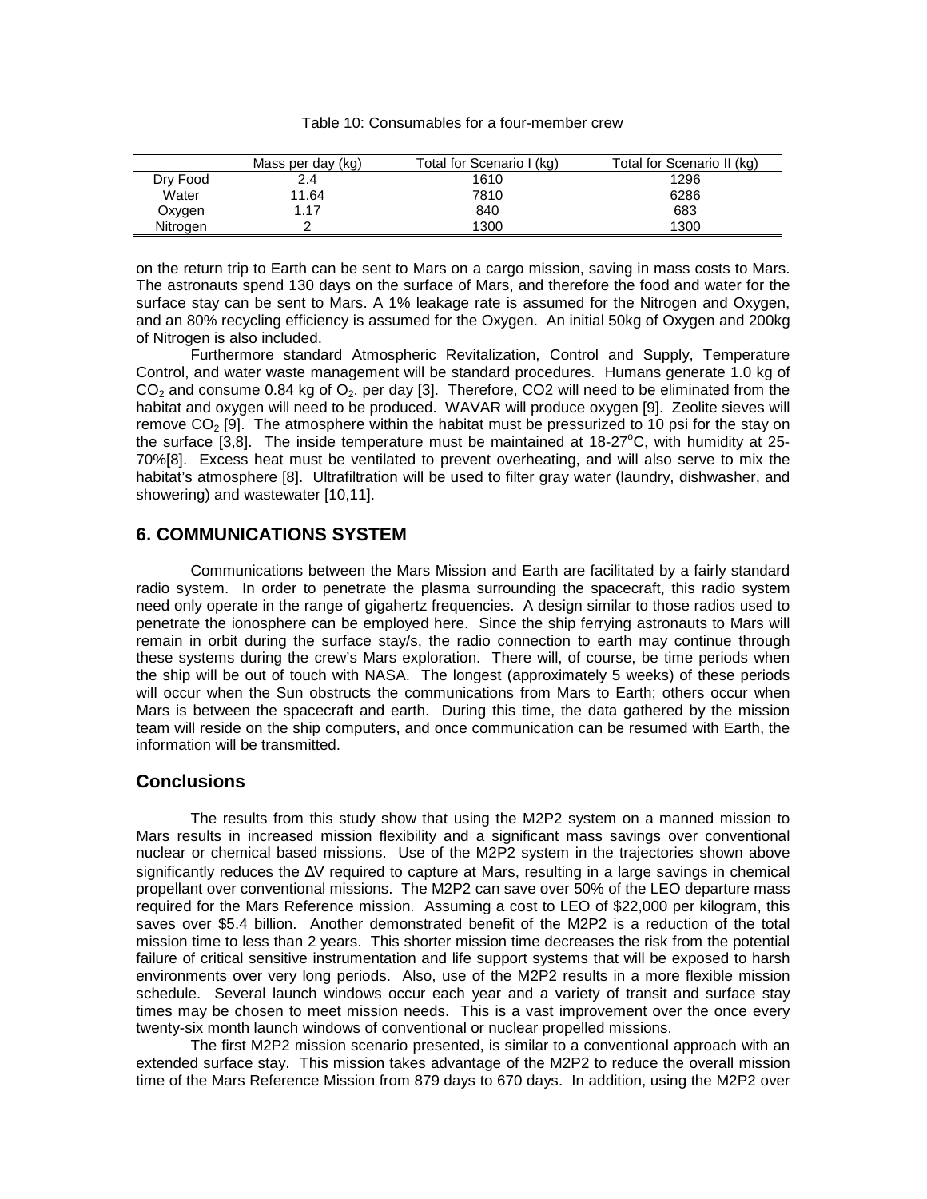Table 10: Consumables for a four-member crew

| | Mass per day (kg) | Total for Scenario I (kg) | Total for Scenario II (kg) |
|---|---|---|---|
| Dry Food | 2.4 | 1610 | 1296 |
| Water | 11.64 | 7810 | 6286 |
| Oxygen | 1.17 | 840 | 683 |
| Nitrogen | 2 | 1300 | 1300 |

on the return trip to Earth can be sent to Mars on a cargo mission, saving in mass costs to Mars. The astronauts spend 130 days on the surface of Mars, and therefore the food and water for the surface stay can be sent to Mars. A 1% leakage rate is assumed for the Nitrogen and Oxygen, and an 80% recycling efficiency is assumed for the Oxygen. An initial 50kg of Oxygen and 200kg of Nitrogen is also included.

Furthermore standard Atmospheric Revitalization, Control and Supply, Temperature Control, and water waste management will be standard procedures. Humans generate 1.0 kg of $CO_2$ and consume 0.84 kg of $O_2$. per day [3]. Therefore, CO2 will need to be eliminated from the habitat and oxygen will need to be produced. WAVAR will produce oxygen [9]. Zeolite sieves will remove $CO_2$ [9]. The atmosphere within the habitat must be pressurized to 10 psi for the stay on the surface [3,8]. The inside temperature must be maintained at 18-27°C, with humidity at 25-70%[8]. Excess heat must be ventilated to prevent overheating, and will also serve to mix the habitat's atmosphere [8]. Ultrafiltration will be used to filter gray water (laundry, dishwasher, and showering) and wastewater [10,11].

## 6. COMMUNICATIONS SYSTEM

Communications between the Mars Mission and Earth are facilitated by a fairly standard radio system. In order to penetrate the plasma surrounding the spacecraft, this radio system need only operate in the range of gigahertz frequencies. A design similar to those radios used to penetrate the ionosphere can be employed here. Since the ship ferrying astronauts to Mars will remain in orbit during the surface stay/s, the radio connection to earth may continue through these systems during the crew's Mars exploration. There will, of course, be time periods when the ship will be out of touch with NASA. The longest (approximately 5 weeks) of these periods will occur when the Sun obstructs the communications from Mars to Earth; others occur when Mars is between the spacecraft and earth. During this time, the data gathered by the mission team will reside on the ship computers, and once communication can be resumed with Earth, the information will be transmitted.

## Conclusions

The results from this study show that using the M2P2 system on a manned mission to Mars results in increased mission flexibility and a significant mass savings over conventional nuclear or chemical based missions. Use of the M2P2 system in the trajectories shown above significantly reduces the ΔV required to capture at Mars, resulting in a large savings in chemical propellant over conventional missions. The M2P2 can save over 50% of the LEO departure mass required for the Mars Reference mission. Assuming a cost to LEO of $22,000 per kilogram, this saves over $5.4 billion. Another demonstrated benefit of the M2P2 is a reduction of the total mission time to less than 2 years. This shorter mission time decreases the risk from the potential failure of critical sensitive instrumentation and life support systems that will be exposed to harsh environments over very long periods. Also, use of the M2P2 results in a more flexible mission schedule. Several launch windows occur each year and a variety of transit and surface stay times may be chosen to meet mission needs. This is a vast improvement over the once every twenty-six month launch windows of conventional or nuclear propelled missions.

The first M2P2 mission scenario presented, is similar to a conventional approach with an extended surface stay. This mission takes advantage of the M2P2 to reduce the overall mission time of the Mars Reference Mission from 879 days to 670 days. In addition, using the M2P2 over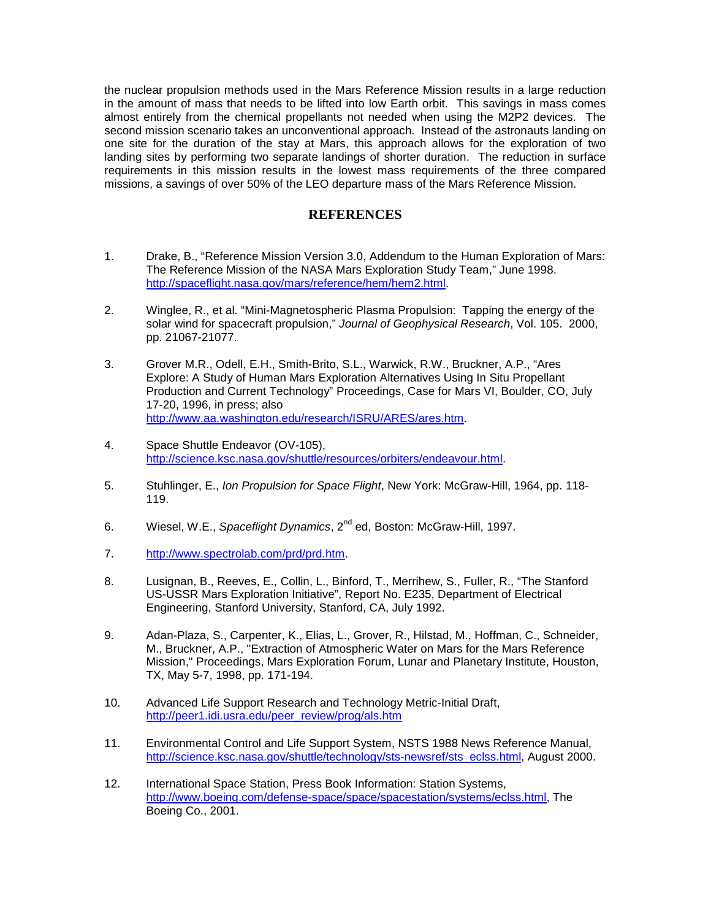the nuclear propulsion methods used in the Mars Reference Mission results in a large reduction in the amount of mass that needs to be lifted into low Earth orbit. This savings in mass comes almost entirely from the chemical propellants not needed when using the M2P2 devices. The second mission scenario takes an unconventional approach. Instead of the astronauts landing on one site for the duration of the stay at Mars, this approach allows for the exploration of two landing sites by performing two separate landings of shorter duration. The reduction in surface requirements in this mission results in the lowest mass requirements of the three compared missions, a savings of over 50% of the LEO departure mass of the Mars Reference Mission.

## REFERENCES

1. Drake, B., "Reference Mission Version 3.0, Addendum to the Human Exploration of Mars: The Reference Mission of the NASA Mars Exploration Study Team," June 1998. http://spaceflight.nasa.gov/mars/reference/hem/hem2.html.

2. Winglee, R., et al. "Mini-Magnetospheric Plasma Propulsion: Tapping the energy of the solar wind for spacecraft propulsion," *Journal of Geophysical Research*, Vol. 105. 2000, pp. 21067-21077.

3. Grover M.R., Odell, E.H., Smith-Brito, S.L., Warwick, R.W., Bruckner, A.P., "Ares Explore: A Study of Human Mars Exploration Alternatives Using In Situ Propellant Production and Current Technology" Proceedings, Case for Mars VI, Boulder, CO, July 17-20, 1996, in press; also http://www.aa.washington.edu/research/ISRU/ARES/ares.htm.

4. Space Shuttle Endeavor (OV-105), http://science.ksc.nasa.gov/shuttle/resources/orbiters/endeavour.html.

5. Stuhlinger, E., *Ion Propulsion for Space Flight*, New York: McGraw-Hill, 1964, pp. 118-119.

6. Wiesel, W.E., *Spaceflight Dynamics*, 2nd ed, Boston: McGraw-Hill, 1997.

7. http://www.spectrolab.com/prd/prd.htm.

8. Lusignan, B., Reeves, E., Collin, L., Binford, T., Merrihew, S., Fuller, R., "The Stanford US-USSR Mars Exploration Initiative", Report No. E235, Department of Electrical Engineering, Stanford University, Stanford, CA, July 1992.

9. Adan-Plaza, S., Carpenter, K., Elias, L., Grover, R., Hilstad, M., Hoffman, C., Schneider, M., Bruckner, A.P., "Extraction of Atmospheric Water on Mars for the Mars Reference Mission," Proceedings, Mars Exploration Forum, Lunar and Planetary Institute, Houston, TX, May 5-7, 1998, pp. 171-194.

10. Advanced Life Support Research and Technology Metric-Initial Draft, http://peer1.idi.usra.edu/peer_review/prog/als.htm

11. Environmental Control and Life Support System, NSTS 1988 News Reference Manual, http://science.ksc.nasa.gov/shuttle/technology/sts-newsref/sts_eclss.html, August 2000.

12. International Space Station, Press Book Information: Station Systems, http://www.boeing.com/defense-space/space/spacestation/systems/eclss.html, The Boeing Co., 2001.